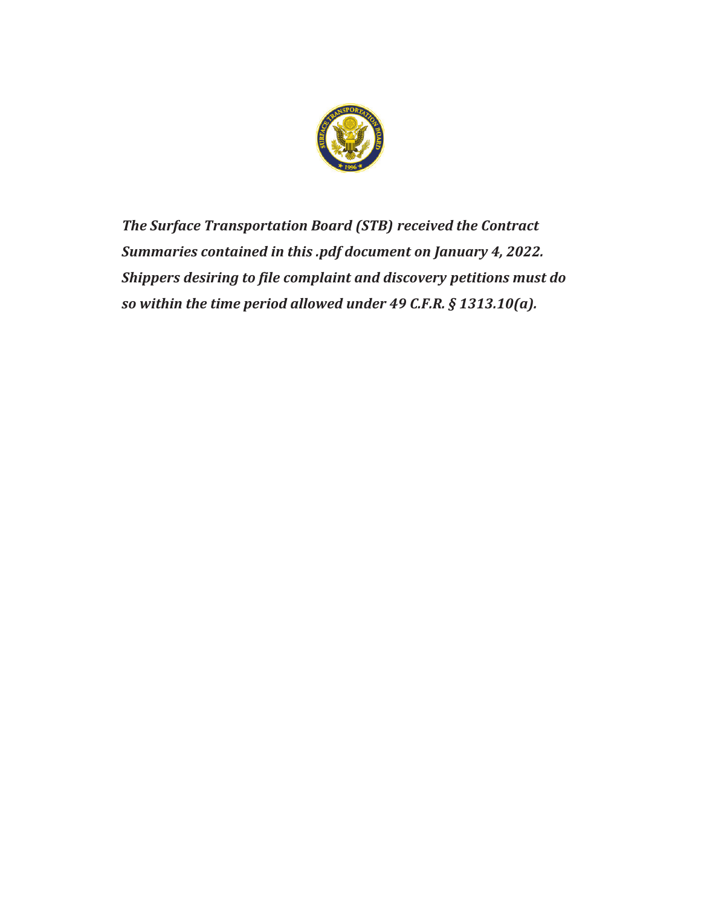*The Surface Transportation Board (STB) received the Contract Summaries contained in this .pdf document on January 4, 2022. Shippers desiring to file complaint and discovery petitions must do so within the time period allowed under 49 C.F.R. § 1313.10(a).*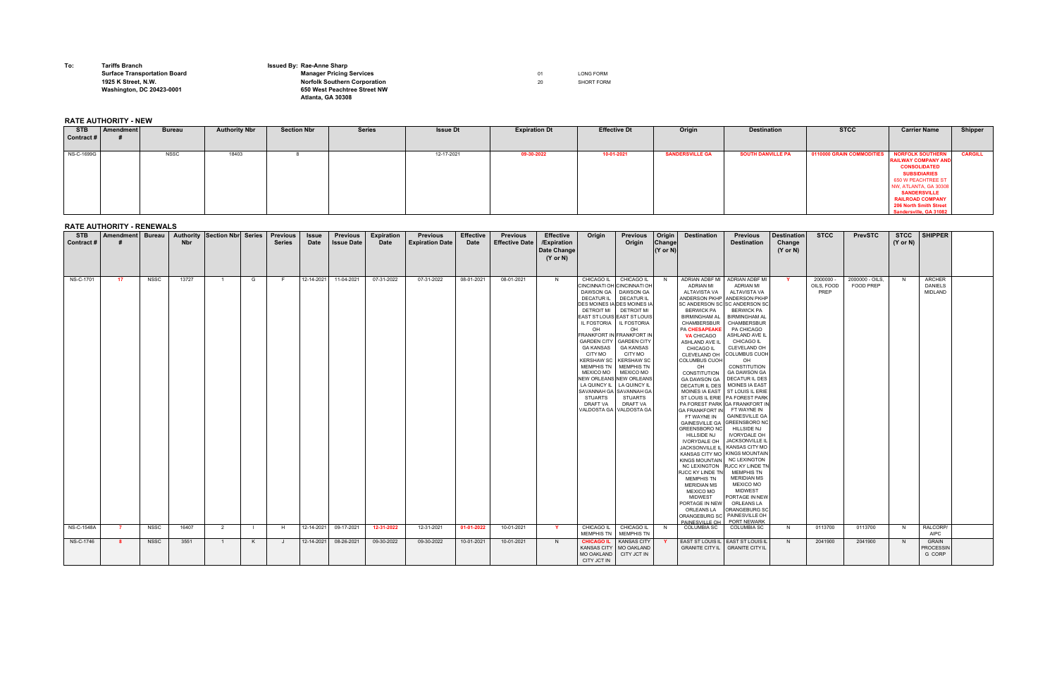**To:** **Tariffs Branch**
**Surface Transportation Board**
**1925 K Street, N.W.**
**Washington, DC 20423-0001**

**Issued By: Rae-Anne Sharp**
**Manager Pricing Services**
**Norfolk Southern Corporation**
**650 West Peachtree Street NW**
**Atlanta, GA 30308**

01 LONG FORM
20 SHORT FORM

## RATE AUTHORITY - NEW

| STB Contract # | Amendment # | Bureau | Authority Nbr | Section Nbr | Series | Issue Dt | Expiration Dt | Effective Dt | Origin | Destination | STCC | Carrier Name | Shipper |
|---|---|---|---|---|---|---|---|---|---|---|---|---|---|
| NS-C-1699G | | NSSC | 18403 | 8 | | 12-17-2021 | 09-30-2022 | 10-01-2021 | SANDERSVILLE GA | SOUTH DANVILLE PA | 0110000 GRAIN COMMODITIES | NORFOLK SOUTHERN RAILWAY COMPANY AND CONSOLIDATED SUBSIDIARIES 650 W PEACHTREE ST NW, ATLANTA, GA 30308 SANDERSVILLE RAILROAD COMPANY 206 North Smith Street Sandersville, GA 31082 | CARGILL |

## RATE AUTHORITY - RENEWALS

| STB Contract # | Amendment # | Bureau | Authority Nbr | Section Nbr | Series | Previous Series | Issue Date | Previous Issue Date | Expiration Date | Previous Expiration Date | Effective Date | Previous Effective Date | Effective /Expiration Date Change (Y or N) | Origin | Previous Origin | Origin Change (Y or N) | Destination | Previous Destination | Destination Change (Y or N) | STCC | PrevSTCC | STCC (Y or N) | SHIPPER |
|---|---|---|---|---|---|---|---|---|---|---|---|---|---|---|---|---|---|---|---|---|---|---|---|
| NS-C-1701 | 17 | NSSC | 13727 | 1 | G | F | 12-14-2021 | 11-04-2021 | 07-31-2022 | 07-31-2022 | 08-01-2021 | 08-01-2021 | N | CHICAGO IL CINCINNATI OH DAWSON GA DECATUR IL DES MOINES IA DETROIT MI EAST ST LOUIS IL FOSTORIA OH FRANKFORT IN GARDEN CITY GA KANSAS CITY MO KERSHAW SC MEMPHIS TN MEXICO MO NEW ORLEANS LA QUINCY IL SAVANNAH GA STUARTS DRAFT VA VALDOSTA GA | CHICAGO IL CINCINNATI OH DAWSON GA DECATUR IL DES MOINES IA DETROIT MI EAST ST LOUIS IL FOSTORIA OH FRANKFORT IN GARDEN CITY GA KANSAS CITY MO KERSHAW SC MEMPHIS TN MEXICO MO NEW ORLEANS LA QUINCY IL SAVANNAH GA STUARTS DRAFT VA VALDOSTA GA | N | ADRIAN ADBF MI ADRIAN MI ALTAVISTA VA ANDERSON PKHP SC ANDERSON SC BERWICK PA BIRMINGHAM AL CHAMBERSBUR PA CHESAPEAKE VA CHICAGO ASHLAND AVE IL CHICAGO IL CLEVELAND OH COLUMBUS CUOH OH CONSTITUTION GA DAWSON GA DECATUR IL DES MOINES IA EAST ST LOUIS IL ERIE PA FOREST PARK GA FRANKFORT IN FT WAYNE IN GAINESVILLE GA GREENSBORO NC HILLSIDE NJ IVORYDALE OH JACKSONVILLE IL KANSAS CITY MO KINGS MOUNTAIN NC LEXINGTON RJCC KY LINDE TN MEMPHIS TN MERIDIAN MS MEXICO MO MIDWEST PORTAGE IN NEW ORLEANS LA ORANGEBURG SC PAINESVILLE OH | ADRIAN ADBF MI ADRIAN MI ALTAVISTA VA ANDERSON PKHP SC ANDERSON SC BERWICK PA BIRMINGHAM AL CHAMBERSBUR PA CHICAGO ASHLAND AVE IL CHICAGO IL CLEVELAND OH COLUMBUS CUOH OH CONSTITUTION GA DAWSON GA DECATUR IL DES MOINES IA EAST ST LOUIS IL ERIE PA FOREST PARK GA FRANKFORT IN FT WAYNE IN GAINESVILLE GA GREENSBORO NC HILLSIDE NJ IVORYDALE OH JACKSONVILLE IL KANSAS CITY MO KINGS MOUNTAIN NC LEXINGTON RJCC KY LINDE TN MEMPHIS TN MERIDIAN MS MEXICO MO MIDWEST PORTAGE IN NEW ORLEANS LA ORANGEBURG SC PAINESVILLE OH PORT NEWARK | Y | 2000000 - OILS, FOOD PREP | 2000000 - OILS, FOOD PREP | N | ARCHER DANIELS MIDLAND |
| NS-C-1548A | 7 | NSSC | 16407 | 2 | I | H | 12-14-2021 | 09-17-2021 | 12-31-2022 | 12-31-2021 | 01-01-2022 | 10-01-2021 | Y | CHICAGO IL MEMPHIS TN | CHICAGO IL MEMPHIS TN | N | COLUMBIA SC | COLUMBIA SC | N | 0113700 | 0113700 | N | RALCORP/ AIPC |
| NS-C-1746 | 8 | NSSC | 3551 | 1 | K | J | 12-14-2021 | 08-26-2021 | 09-30-2022 | 09-30-2022 | 10-01-2021 | 10-01-2021 | N | CHICAGO IL KANSAS CITY MO OAKLAND CITY JCT IN | KANSAS CITY MO OAKLAND CITY JCT IN | Y | EAST ST LOUIS IL GRANITE CITY IL | EAST ST LOUIS IL GRANITE CITY IL | N | 2041900 | 2041900 | N | GRAIN PROCESSING CORP |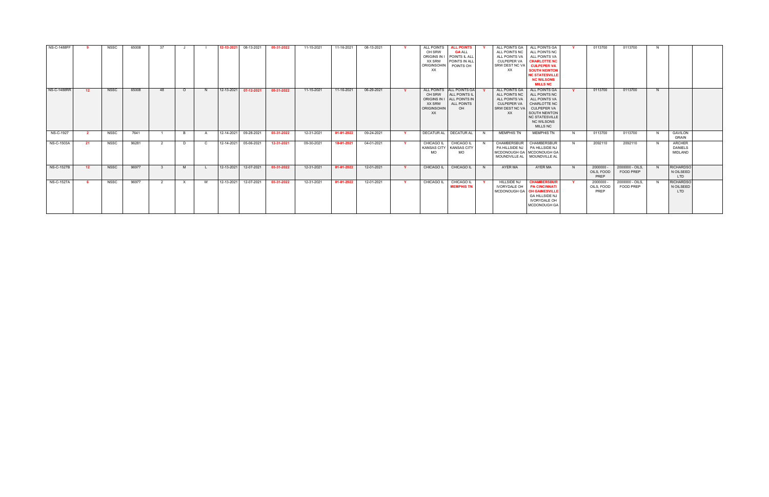| | | | | | | | | | | | | | | | | | | | | | | | | | |
|---|---|---|---|---|---|---|---|---|---|---|---|---|---|---|---|---|---|---|---|---|---|---|---|---|---|
| NS-C-1488FF | 9 | NSSC | 65008 | 37 | J | I | 12-13-2021 | 08-13-2021 | 05-31-2022 | 11-15-2021 | 11-16-2021 | 08-13-2021 | Y | ALL POINTS OH SRW ORIGINS IN I XX SRW ORIGINSOHIN XX | ALL POINTS GA ALL POINTS IL ALL POINTS IN ALL POINTS OH | Y | ALL POINTS GA ALL POINTS NC ALL POINTS VA CULPEPER VA SRW DEST NC VA XX | ALL POINTS GA ALL POINTS NC ALL POINTS VA CHARLOTTE NC CULPEPER VA SOUTH NEWTON NC STATESVILLE NC WILSONS MILLS NC | Y | 0113700 | 0113700 | N | | |
| NS-C-1488RR | 12 | NSSC | 65008 | 48 | O | N | 12-13-2021 | 07-12-2021 | 05-31-2022 | 11-15-2021 | 11-16-2021 | 06-29-2021 | Y | ALL POINTS OH SRW ORIGINS IN I XX SRW ORIGINSOHIN XX | ALL POINTS GA ALL POINTS IL ALL POINTS IN ALL POINTS OH | Y | ALL POINTS GA ALL POINTS NC ALL POINTS VA CULPEPER VA SRW DEST NC VA XX | ALL POINTS GA ALL POINTS NC ALL POINTS VA CHARLOTTE NC CULPEPER VA SOUTH NEWTON NC STATESVILLE NC WILSONS MILLS NC | Y | 0113700 | 0113700 | N | | |
| NS-C-1927 | 2 | NSSC | 7641 | 1 | B | A | 12-14-2021 | 09-28-2021 | 03-31-2022 | 12-31-2021 | 01-01-2022 | 09-24-2021 | Y | DECATUR AL | DECATUR AL | N | MEMPHIS TN | MEMPHIS TN | N | 0113700 | 0113700 | N | GAVILON GRAIN | |
| NS-C-1503A | 21 | NSSC | 96281 | 2 | D | C | 12-14-2021 | 05-06-2021 | 12-31-2021 | 09-30-2021 | 10-01-2021 | 04-01-2021 | Y | CHICAGO IL KANSAS CITY MO | CHICAGO IL KANSAS CITY MO | N | CHAMBERSBUR PA HILLSIDE NJ MCDONOUGH GA MOUNDVILLE AL | CHAMBERSBUR PA HILLSIDE NJ MCDONOUGH GA MOUNDVILLE AL | N | 2092110 | 2092110 | N | ARCHER DANIELS MIDLAND | |
| NS-C-1527B | 12 | NSSC | 96977 | 3 | M | L | 12-13-2021 | 12-07-2021 | 03-31-2022 | 12-31-2021 | 01-01-2022 | 12-01-2021 | Y | CHICAGO IL | CHICAGO IL | N | AYER MA | AYER MA | N | 2000000 - OILS, FOOD PREP | 2000000 - OILS, FOOD PREP | N | RICHARDSON OILSEED LTD | |
| NS-C-1527A | 6 | NSSC | 96977 | 2 | X | W | 12-13-2021 | 12-07-2021 | 03-31-2022 | 12-31-2021 | 01-01-2022 | 12-01-2021 | Y | CHICAGO IL | CHICAGO IL MEMPHIS TN | Y | HILLSIDE NJ IVORYDALE OH MCDONOUGH GA | CHAMBERSBUR PA CINCINNATI OH GAINESVILLE GA HILLSIDE NJ IVORYDALE OH MCDONOUGH GA | Y | 2000000 - OILS, FOOD PREP | 2000000 - OILS, FOOD PREP | N | RICHARDSON OILSEED LTD | |